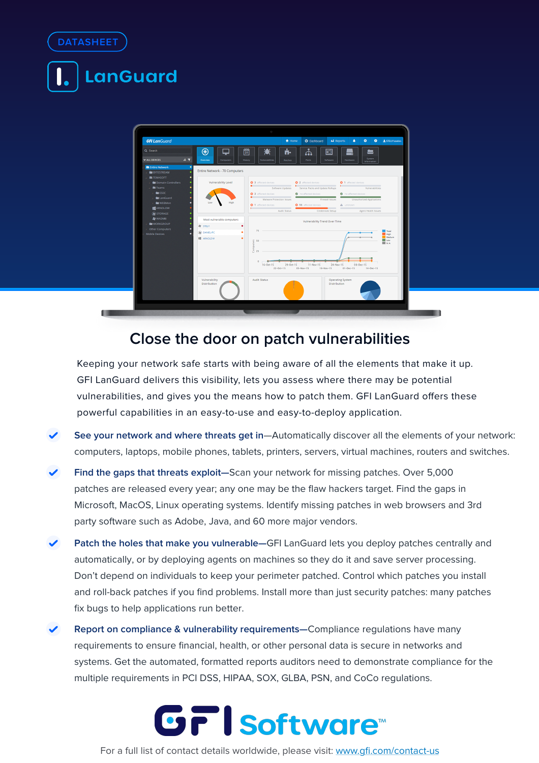DATASHEET

# LanGuard

## Close the door on patch vulnerabilities

Keeping your network safe starts with being aware of all the elements that make it up. GFI LanGuard delivers this visibility, lets you assess where there may be potential vulnerabilities, and gives you the means how to patch them. GFI LanGuard offers these powerful capabilities in an easy-to-use and easy-to-deploy application.

- **See your network and where threats get in**—Automatically discover all the elements of your network: computers, laptops, mobile phones, tablets, printers, servers, virtual machines, routers and switches.
- **Find the gaps that threats exploit**—Scan your network for missing patches. Over 5,000 patches are released every year; any one may be the flaw hackers target. Find the gaps in Microsoft, MacOS, Linux operating systems. Identify missing patches in web browsers and 3rd party software such as Adobe, Java, and 60 more major vendors.
- **Patch the holes that make you vulnerable**—GFI LanGuard lets you deploy patches centrally and automatically, or by deploying agents on machines so they do it and save server processing. Don't depend on individuals to keep your perimeter patched. Control which patches you install and roll-back patches if you find problems. Install more than just security patches: many patches fix bugs to help applications run better.
- **Report on compliance & vulnerability requirements**—Compliance regulations have many requirements to ensure financial, health, or other personal data is secure in networks and systems. Get the automated, formatted reports auditors need to demonstrate compliance for the multiple requirements in PCI DSS, HIPAA, SOX, GLBA, PSN, and CoCo regulations.

GFI Software™

For a full list of contact details worldwide, please visit: [www.gfi.com/contact-us](http://www.gfi.com/contact-us)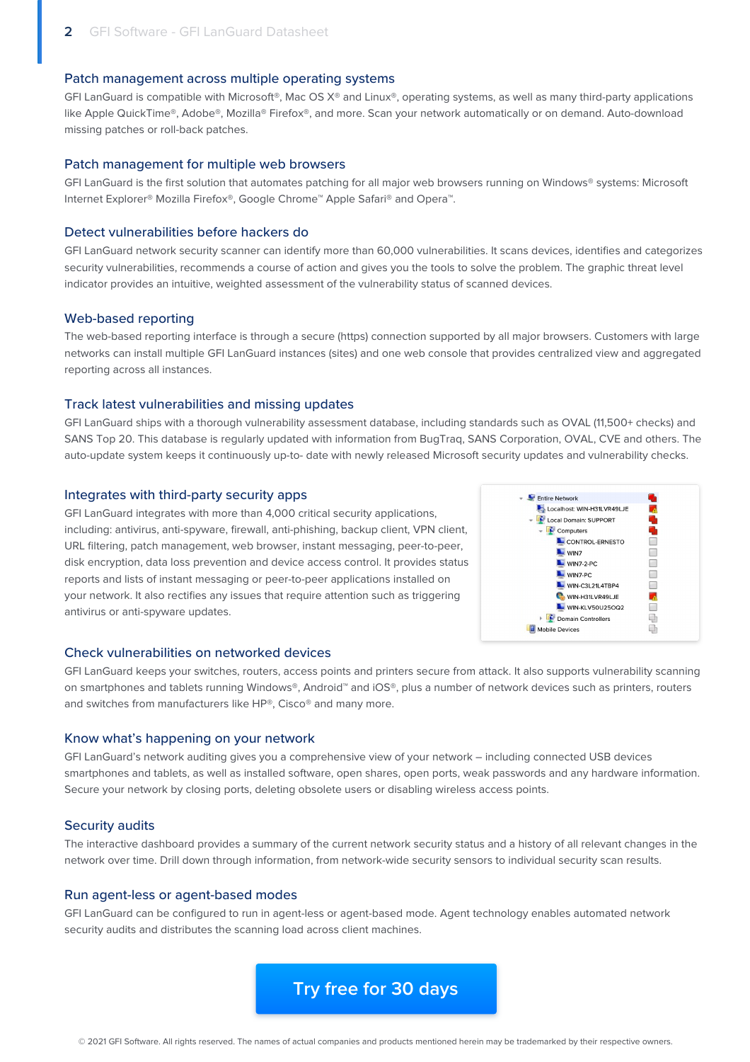## Patch management across multiple operating systems

GFI LanGuard is compatible with Microsoft®, Mac OS X® and Linux®, operating systems, as well as many third-party applications like Apple QuickTime®, Adobe®, Mozilla® Firefox®, and more. Scan your network automatically or on demand. Auto-download missing patches or roll-back patches.

## Patch management for multiple web browsers

GFI LanGuard is the first solution that automates patching for all major web browsers running on Windows® systems: Microsoft Internet Explorer® Mozilla Firefox®, Google Chrome™ Apple Safari® and Opera™.

## Detect vulnerabilities before hackers do

GFI LanGuard network security scanner can identify more than 60,000 vulnerabilities. It scans devices, identifies and categorizes security vulnerabilities, recommends a course of action and gives you the tools to solve the problem. The graphic threat level indicator provides an intuitive, weighted assessment of the vulnerability status of scanned devices.

## Web-based reporting

The web-based reporting interface is through a secure (https) connection supported by all major browsers. Customers with large networks can install multiple GFI LanGuard instances (sites) and one web console that provides centralized view and aggregated reporting across all instances.

## Track latest vulnerabilities and missing updates

GFI LanGuard ships with a thorough vulnerability assessment database, including standards such as OVAL (11,500+ checks) and SANS Top 20. This database is regularly updated with information from BugTraq, SANS Corporation, OVAL, CVE and others. The auto-update system keeps it continuously up-to- date with newly released Microsoft security updates and vulnerability checks.

## Integrates with third-party security apps

GFI LanGuard integrates with more than 4,000 critical security applications, including: antivirus, anti-spyware, firewall, anti-phishing, backup client, VPN client, URL filtering, patch management, web browser, instant messaging, peer-to-peer, disk encryption, data loss prevention and device access control. It provides status reports and lists of instant messaging or peer-to-peer applications installed on your network. It also rectifies any issues that require attention such as triggering antivirus or anti-spyware updates.

## Check vulnerabilities on networked devices

GFI LanGuard keeps your switches, routers, access points and printers secure from attack. It also supports vulnerability scanning on smartphones and tablets running Windows®, Android™ and iOS®, plus a number of network devices such as printers, routers and switches from manufacturers like HP®, Cisco® and many more.

## Know what's happening on your network

GFI LanGuard's network auditing gives you a comprehensive view of your network – including connected USB devices smartphones and tablets, as well as installed software, open shares, open ports, weak passwords and any hardware information. Secure your network by closing ports, deleting obsolete users or disabling wireless access points.

## Security audits

The interactive dashboard provides a summary of the current network security status and a history of all relevant changes in the network over time. Drill down through information, from network-wide security sensors to individual security scan results.

## Run agent-less or agent-based modes

GFI LanGuard can be configured to run in agent-less or agent-based mode. Agent technology enables automated network security audits and distributes the scanning load across client machines.

Try free for 30 days

© 2021 GFI Software. All rights reserved. The names of actual companies and products mentioned herein may be trademarked by their respective owners.